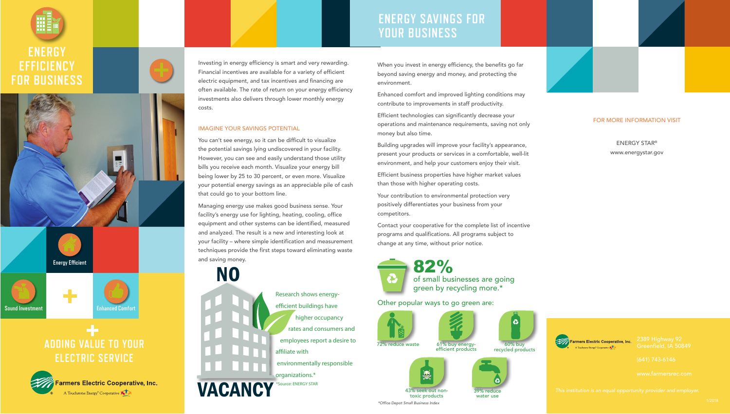# ENERGY EFFICIENCY FOR BUSINESS

Energy Efficient

Sound Investment

Enhanced Comfort

## ADDING VALUE TO YOUR ELECTRIC SERVICE

Farmers Electric Cooperative, Inc.
A Touchstone Energy® Cooperative

Investing in energy efficiency is smart and very rewarding. Financial incentives are available for a variety of efficient electric equipment, and tax incentives and financing are often available. The rate of return on your energy efficiency investments also delivers through lower monthly energy costs.

### IMAGINE YOUR SAVINGS POTENTIAL

You can't see energy, so it can be difficult to visualize the potential savings lying undiscovered in your facility. However, you can see and easily understand those utility bills you receive each month. Visualize your energy bill being lower by 25 to 30 percent, or even more. Visualize your potential energy savings as an appreciable pile of cash that could go to your bottom line.

Managing energy use makes good business sense. Your facility's energy use for lighting, heating, cooling, office equipment and other systems can be identified, measured and analyzed. The result is a new and interesting look at your facility – where simple identification and measurement techniques provide the first steps toward eliminating waste and saving money.

**NO VACANCY**

Research shows energy-efficient buildings have higher occupancy rates and consumers and employees report a desire to affiliate with environmentally responsible organizations.*

*Source: ENERGY STAR

## ENERGY SAVINGS FOR YOUR BUSINESS

When you invest in energy efficiency, the benefits go far beyond saving energy and money, and protecting the environment.

Enhanced comfort and improved lighting conditions may contribute to improvements in staff productivity.

Efficient technologies can significantly decrease your operations and maintenance requirements, saving not only money but also time.

Building upgrades will improve your facility's appearance, present your products or services in a comfortable, well-lit environment, and help your customers enjoy their visit.

Efficient business properties have higher market values than those with higher operating costs.

Your contribution to environmental protection very positively differentiates your business from your competitors.

Contact your cooperative for the complete list of incentive programs and qualifications. All programs subject to change at any time, without prior notice.

**82%** of small businesses are going green by recycling more.*

Other popular ways to go green are:

- 72% reduce waste
- 61% buy energy-efficient products
- 60% buy recycled products
- 43% seek out non-toxic products
- 39% reduce water use

*Office Depot Small Business Index

FOR MORE INFORMATION VISIT

ENERGY STAR®
www.energystar.gov

Farmers Electric Cooperative, Inc.
A Touchstone Energy® Cooperative

2389 Highway 92
Greenfield, IA 50849

(641) 743-6146

www.farmersrec.com

*This institution is an equal opportunity provider and employer.*

1/2018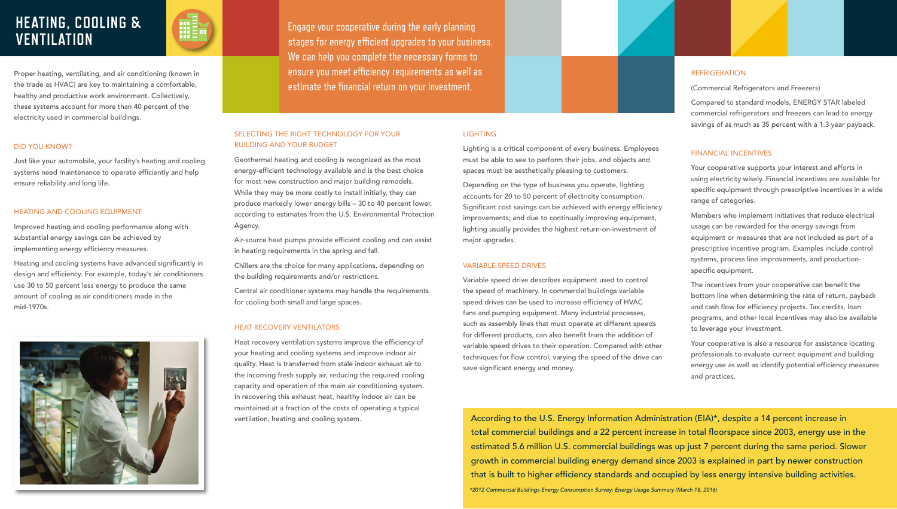# HEATING, COOLING & VENTILATION

Proper heating, ventilating, and air conditioning (known in the trade as HVAC) are key to maintaining a comfortable, healthy and productive work environment. Collectively, these systems account for more than 40 percent of the electricity used in commercial buildings.

## DID YOU KNOW?

Just like your automobile, your facility's heating and cooling systems need maintenance to operate efficiently and help ensure reliability and long life.

## HEATING AND COOLING EQUIPMENT

Improved heating and cooling performance along with substantial energy savings can be achieved by implementing energy efficiency measures.

Heating and cooling systems have advanced significantly in design and efficiency. For example, today's air conditioners use 30 to 50 percent less energy to produce the same amount of cooling as air conditioners made in the mid-1970s.

Engage your cooperative during the early planning stages for energy efficient upgrades to your business. We can help you complete the necessary forms to ensure you meet efficiency requirements as well as estimate the financial return on your investment.

## SELECTING THE RIGHT TECHNOLOGY FOR YOUR BUILDING AND YOUR BUDGET

Geothermal heating and cooling is recognized as the most energy-efficient technology available and is the best choice for most new construction and major building remodels. While they may be more costly to install initially, they can produce markedly lower energy bills – 30 to 40 percent lower, according to estimates from the U.S. Environmental Protection Agency.

Air-source heat pumps provide efficient cooling and can assist in heating requirements in the spring and fall.

Chillers are the choice for many applications, depending on the building requirements and/or restrictions.

Central air conditioner systems may handle the requirements for cooling both small and large spaces.

## HEAT RECOVERY VENTILATORS

Heat recovery ventilation systems improve the efficiency of your heating and cooling systems and improve indoor air quality. Heat is transferred from stale indoor exhaust air to the incoming fresh supply air, reducing the required cooling capacity and operation of the main air conditioning system. In recovering this exhaust heat, healthy indoor air can be maintained at a fraction of the costs of operating a typical ventilation, heating and cooling system.

## LIGHTING

Lighting is a critical component of every business. Employees must be able to see to perform their jobs, and objects and spaces must be aesthetically pleasing to customers.

Depending on the type of business you operate, lighting accounts for 20 to 50 percent of electricity consumption. Significant cost savings can be achieved with energy efficiency improvements; and due to continually improving equipment, lighting usually provides the highest return-on-investment of major upgrades.

## VARIABLE SPEED DRIVES

Variable speed drive describes equipment used to control the speed of machinery. In commercial buildings variable speed drives can be used to increase efficiency of HVAC fans and pumping equipment. Many industrial processes, such as assembly lines that must operate at different speeds for different products, can also benefit from the addition of variable speed drives to their operation. Compared with other techniques for flow control, varying the speed of the drive can save significant energy and money.

## REFRIGERATION

(Commercial Refrigerators and Freezers)

Compared to standard models, ENERGY STAR labeled commercial refrigerators and freezers can lead to energy savings of as much as 35 percent with a 1.3 year payback.

## FINANCIAL INCENTIVES

Your cooperative supports your interest and efforts in using electricity wisely. Financial incentives are available for specific equipment through prescriptive incentives in a wide range of categories.

Members who implement initiatives that reduce electrical usage can be rewarded for the energy savings from equipment or measures that are not included as part of a prescriptive incentive program. Examples include control systems, process line improvements, and production-specific equipment.

The incentives from your cooperative can benefit the bottom line when determining the rate of return, payback and cash flow for efficiency projects. Tax credits, loan programs, and other local incentives may also be available to leverage your investment.

Your cooperative is also a resource for assistance locating professionals to evaluate current equipment and building energy use as well as identify potential efficiency measures and practices.

According to the U.S. Energy Information Administration (EIA)*, despite a 14 percent increase in total commercial buildings and a 22 percent increase in total floorspace since 2003, energy use in the estimated 5.6 million U.S. commercial buildings was up just 7 percent during the same period. Slower growth in commercial building energy demand since 2003 is explained in part by newer construction that is built to higher efficiency standards and occupied by less energy intensive building activities.

*\*2012 Commercial Buildings Energy Consumption Survey: Energy Usage Summary (March 18, 2016)*